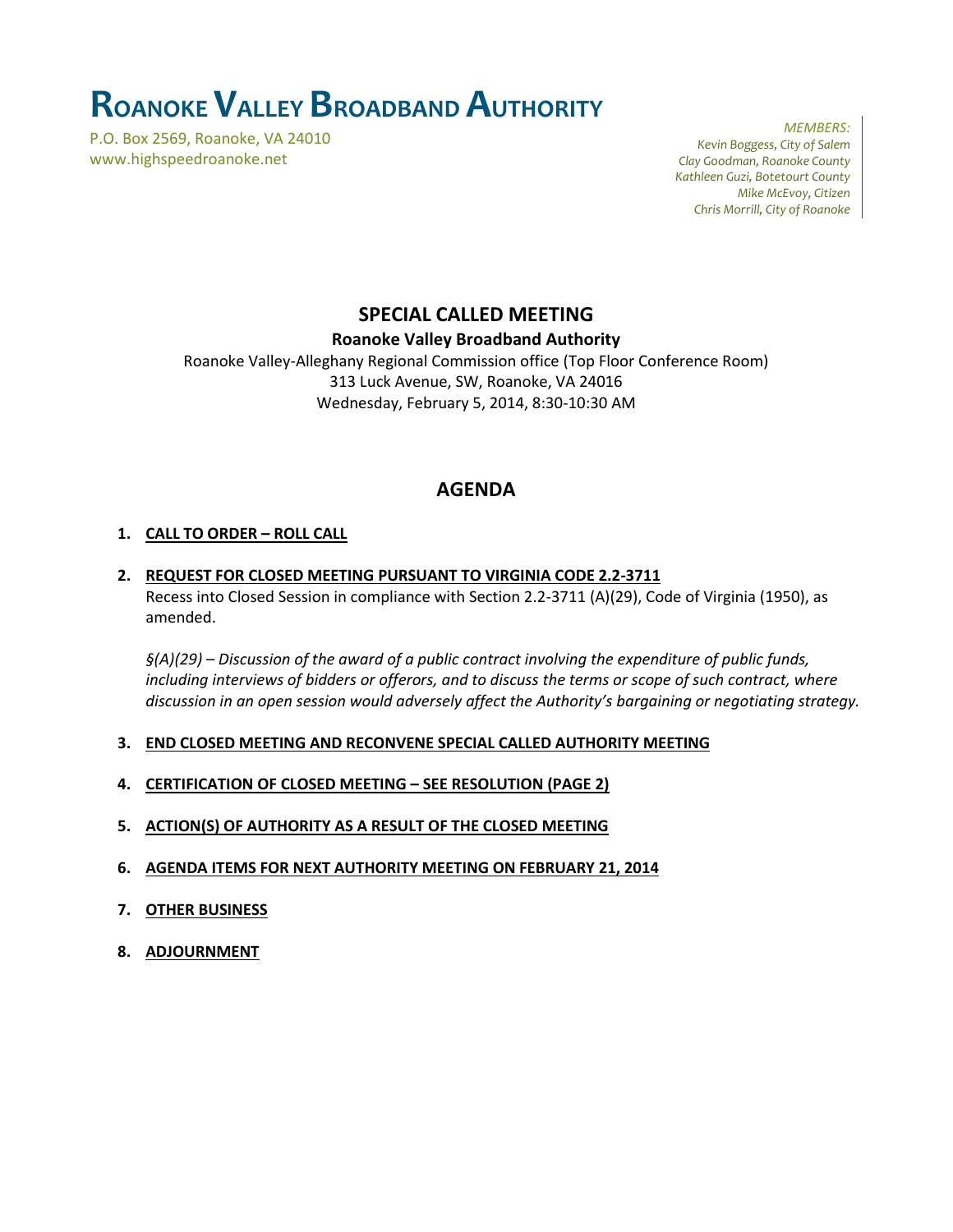# ROANOKE VALLEY BROADBAND AUTHORITY

P.O. Box 2569, Roanoke, VA 24010
www.highspeedroanoke.net

*MEMBERS:*
*Kevin Boggess, City of Salem*
*Clay Goodman, Roanoke County*
*Kathleen Guzi, Botetourt County*
*Mike McEvoy, Citizen*
*Chris Morrill, City of Roanoke*

## SPECIAL CALLED MEETING

**Roanoke Valley Broadband Authority**

Roanoke Valley-Alleghany Regional Commission office (Top Floor Conference Room)
313 Luck Avenue, SW, Roanoke, VA 24016
Wednesday, February 5, 2014, 8:30-10:30 AM

## AGENDA

1. **CALL TO ORDER – ROLL CALL**

2. **REQUEST FOR CLOSED MEETING PURSUANT TO VIRGINIA CODE 2.2-3711**
   Recess into Closed Session in compliance with Section 2.2-3711 (A)(29), Code of Virginia (1950), as amended.

   *§(A)(29) – Discussion of the award of a public contract involving the expenditure of public funds, including interviews of bidders or offerors, and to discuss the terms or scope of such contract, where discussion in an open session would adversely affect the Authority's bargaining or negotiating strategy.*

3. **END CLOSED MEETING AND RECONVENE SPECIAL CALLED AUTHORITY MEETING**

4. **CERTIFICATION OF CLOSED MEETING – SEE RESOLUTION (PAGE 2)**

5. **ACTION(S) OF AUTHORITY AS A RESULT OF THE CLOSED MEETING**

6. **AGENDA ITEMS FOR NEXT AUTHORITY MEETING ON FEBRUARY 21, 2014**

7. **OTHER BUSINESS**

8. **ADJOURNMENT**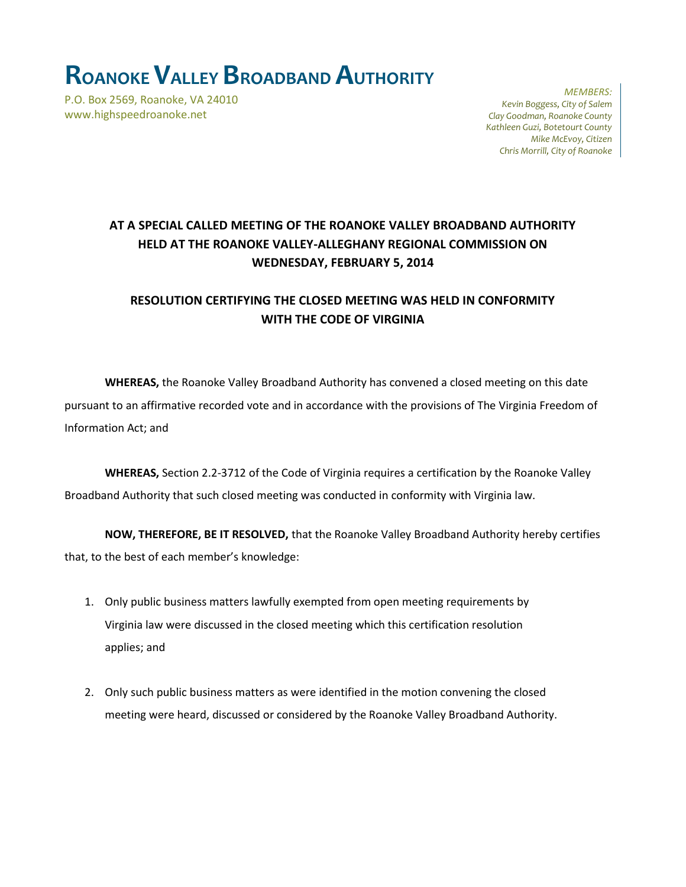# ROANOKE VALLEY BROADBAND AUTHORITY

P.O. Box 2569, Roanoke, VA 24010
www.highspeedroanoke.net

*MEMBERS:*
*Kevin Boggess, City of Salem*
*Clay Goodman, Roanoke County*
*Kathleen Guzi, Botetourt County*
*Mike McEvoy, Citizen*
*Chris Morrill, City of Roanoke*

**AT A SPECIAL CALLED MEETING OF THE ROANOKE VALLEY BROADBAND AUTHORITY HELD AT THE ROANOKE VALLEY-ALLEGHANY REGIONAL COMMISSION ON WEDNESDAY, FEBRUARY 5, 2014**

**RESOLUTION CERTIFYING THE CLOSED MEETING WAS HELD IN CONFORMITY WITH THE CODE OF VIRGINIA**

**WHEREAS,** the Roanoke Valley Broadband Authority has convened a closed meeting on this date pursuant to an affirmative recorded vote and in accordance with the provisions of The Virginia Freedom of Information Act; and

**WHEREAS,** Section 2.2-3712 of the Code of Virginia requires a certification by the Roanoke Valley Broadband Authority that such closed meeting was conducted in conformity with Virginia law.

**NOW, THEREFORE, BE IT RESOLVED,** that the Roanoke Valley Broadband Authority hereby certifies that, to the best of each member's knowledge:

1. Only public business matters lawfully exempted from open meeting requirements by Virginia law were discussed in the closed meeting which this certification resolution applies; and

2. Only such public business matters as were identified in the motion convening the closed meeting were heard, discussed or considered by the Roanoke Valley Broadband Authority.